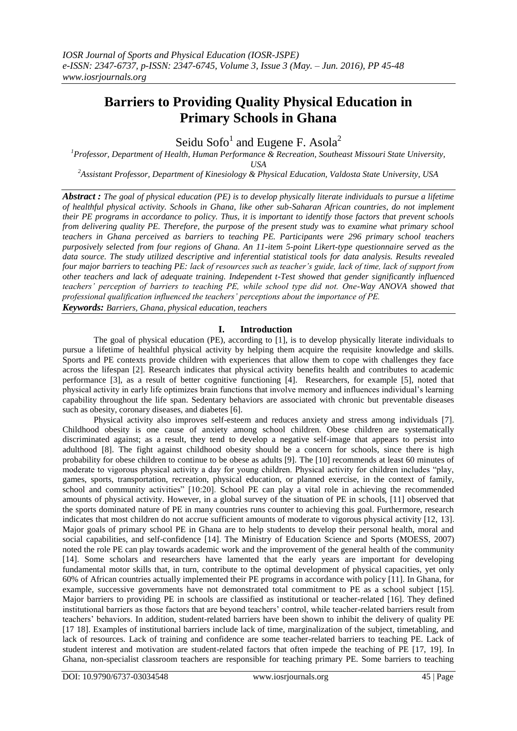# Barriers to Providing Quality Physical Education in Primary Schools in Ghana

Seidu Sofo[1] and Eugene F. Asola[2]

[1]Professor, Department of Health, Human Performance & Recreation, Southeast Missouri State University, USA

[2]Assistant Professor, Department of Kinesiology & Physical Education, Valdosta State University, USA

***Abstract :*** *The goal of physical education (PE) is to develop physically literate individuals to pursue a lifetime of healthful physical activity. Schools in Ghana, like other sub-Saharan African countries, do not implement their PE programs in accordance to policy. Thus, it is important to identify those factors that prevent schools from delivering quality PE. Therefore, the purpose of the present study was to examine what primary school teachers in Ghana perceived as barriers to teaching PE. Participants were 296 primary school teachers purposively selected from four regions of Ghana. An 11-item 5-point Likert-type questionnaire served as the data source. The study utilized descriptive and inferential statistical tools for data analysis. Results revealed four major barriers to teaching PE: lack of resources such as teacher's guide, lack of time, lack of support from other teachers and lack of adequate training. Independent t-Test showed that gender significantly influenced teachers' perception of barriers to teaching PE, while school type did not. One-Way ANOVA showed that professional qualification influenced the teachers' perceptions about the importance of PE.*

***Keywords:*** *Barriers, Ghana, physical education, teachers*

## I. Introduction

The goal of physical education (PE), according to [1], is to develop physically literate individuals to pursue a lifetime of healthful physical activity by helping them acquire the requisite knowledge and skills. Sports and PE contexts provide children with experiences that allow them to cope with challenges they face across the lifespan [2]. Research indicates that physical activity benefits health and contributes to academic performance [3], as a result of better cognitive functioning [4]. Researchers, for example [5], noted that physical activity in early life optimizes brain functions that involve memory and influences individual's learning capability throughout the life span. Sedentary behaviors are associated with chronic but preventable diseases such as obesity, coronary diseases, and diabetes [6].

Physical activity also improves self-esteem and reduces anxiety and stress among individuals [7]. Childhood obesity is one cause of anxiety among school children. Obese children are systematically discriminated against; as a result, they tend to develop a negative self-image that appears to persist into adulthood [8]. The fight against childhood obesity should be a concern for schools, since there is high probability for obese children to continue to be obese as adults [9]. The [10] recommends at least 60 minutes of moderate to vigorous physical activity a day for young children. Physical activity for children includes "play, games, sports, transportation, recreation, physical education, or planned exercise, in the context of family, school and community activities" [10:20]. School PE can play a vital role in achieving the recommended amounts of physical activity. However, in a global survey of the situation of PE in schools, [11] observed that the sports dominated nature of PE in many countries runs counter to achieving this goal. Furthermore, research indicates that most children do not accrue sufficient amounts of moderate to vigorous physical activity [12, 13]. Major goals of primary school PE in Ghana are to help students to develop their personal health, moral and social capabilities, and self-confidence [14]. The Ministry of Education Science and Sports (MOESS, 2007) noted the role PE can play towards academic work and the improvement of the general health of the community [14]. Some scholars and researchers have lamented that the early years are important for developing fundamental motor skills that, in turn, contribute to the optimal development of physical capacities, yet only 60% of African countries actually implemented their PE programs in accordance with policy [11]. In Ghana, for example, successive governments have not demonstrated total commitment to PE as a school subject [15]. Major barriers to providing PE in schools are classified as institutional or teacher-related [16]. They defined institutional barriers as those factors that are beyond teachers' control, while teacher-related barriers result from teachers' behaviors. In addition, student-related barriers have been shown to inhibit the delivery of quality PE [17 18]. Examples of institutional barriers include lack of time, marginalization of the subject, timetabling, and lack of resources. Lack of training and confidence are some teacher-related barriers to teaching PE. Lack of student interest and motivation are student-related factors that often impede the teaching of PE [17, 19]. In Ghana, non-specialist classroom teachers are responsible for teaching primary PE. Some barriers to teaching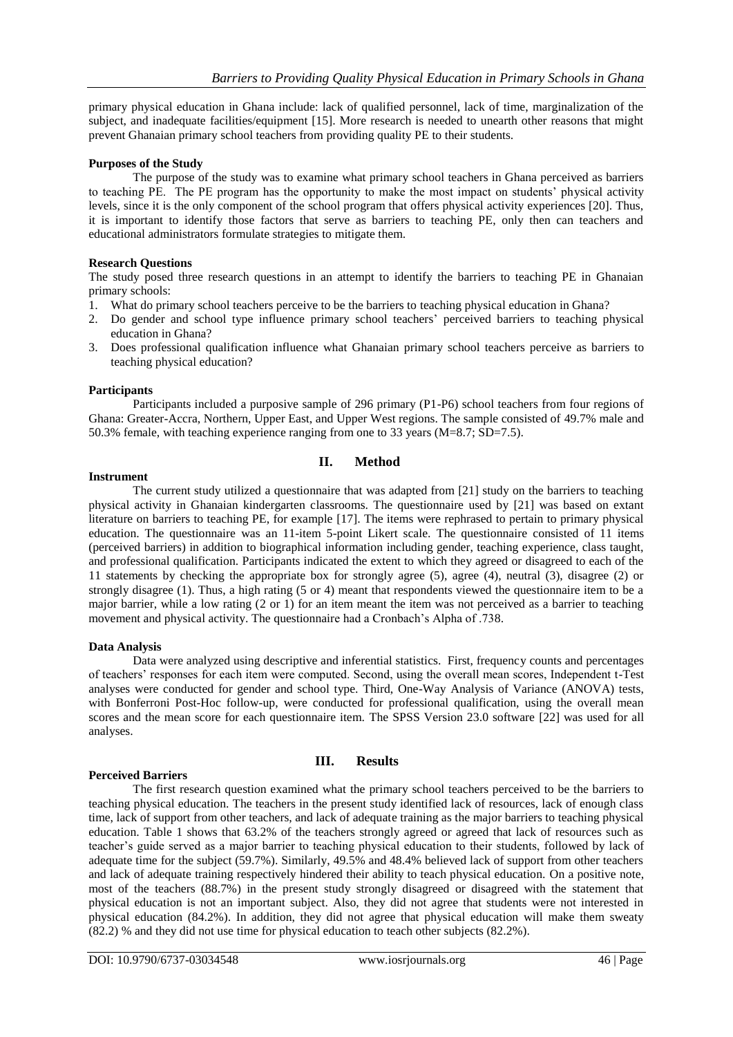primary physical education in Ghana include: lack of qualified personnel, lack of time, marginalization of the subject, and inadequate facilities/equipment [15]. More research is needed to unearth other reasons that might prevent Ghanaian primary school teachers from providing quality PE to their students.

**Purposes of the Study**

The purpose of the study was to examine what primary school teachers in Ghana perceived as barriers to teaching PE. The PE program has the opportunity to make the most impact on students' physical activity levels, since it is the only component of the school program that offers physical activity experiences [20]. Thus, it is important to identify those factors that serve as barriers to teaching PE, only then can teachers and educational administrators formulate strategies to mitigate them.

**Research Questions**

The study posed three research questions in an attempt to identify the barriers to teaching PE in Ghanaian primary schools:

1. What do primary school teachers perceive to be the barriers to teaching physical education in Ghana?
2. Do gender and school type influence primary school teachers' perceived barriers to teaching physical education in Ghana?
3. Does professional qualification influence what Ghanaian primary school teachers perceive as barriers to teaching physical education?

**Participants**

Participants included a purposive sample of 296 primary (P1-P6) school teachers from four regions of Ghana: Greater-Accra, Northern, Upper East, and Upper West regions. The sample consisted of 49.7% male and 50.3% female, with teaching experience ranging from one to 33 years (M=8.7; SD=7.5).

## II. Method

**Instrument**

The current study utilized a questionnaire that was adapted from [21] study on the barriers to teaching physical activity in Ghanaian kindergarten classrooms. The questionnaire used by [21] was based on extant literature on barriers to teaching PE, for example [17]. The items were rephrased to pertain to primary physical education. The questionnaire was an 11-item 5-point Likert scale. The questionnaire consisted of 11 items (perceived barriers) in addition to biographical information including gender, teaching experience, class taught, and professional qualification. Participants indicated the extent to which they agreed or disagreed to each of the 11 statements by checking the appropriate box for strongly agree (5), agree (4), neutral (3), disagree (2) or strongly disagree (1). Thus, a high rating (5 or 4) meant that respondents viewed the questionnaire item to be a major barrier, while a low rating (2 or 1) for an item meant the item was not perceived as a barrier to teaching movement and physical activity. The questionnaire had a Cronbach's Alpha of .738.

**Data Analysis**

Data were analyzed using descriptive and inferential statistics. First, frequency counts and percentages of teachers' responses for each item were computed. Second, using the overall mean scores, Independent t-Test analyses were conducted for gender and school type. Third, One-Way Analysis of Variance (ANOVA) tests, with Bonferroni Post-Hoc follow-up, were conducted for professional qualification, using the overall mean scores and the mean score for each questionnaire item. The SPSS Version 23.0 software [22] was used for all analyses.

## III. Results

**Perceived Barriers**

The first research question examined what the primary school teachers perceived to be the barriers to teaching physical education. The teachers in the present study identified lack of resources, lack of enough class time, lack of support from other teachers, and lack of adequate training as the major barriers to teaching physical education. Table 1 shows that 63.2% of the teachers strongly agreed or agreed that lack of resources such as teacher's guide served as a major barrier to teaching physical education to their students, followed by lack of adequate time for the subject (59.7%). Similarly, 49.5% and 48.4% believed lack of support from other teachers and lack of adequate training respectively hindered their ability to teach physical education. On a positive note, most of the teachers (88.7%) in the present study strongly disagreed or disagreed with the statement that physical education is not an important subject. Also, they did not agree that students were not interested in physical education (84.2%). In addition, they did not agree that physical education will make them sweaty (82.2) % and they did not use time for physical education to teach other subjects (82.2%).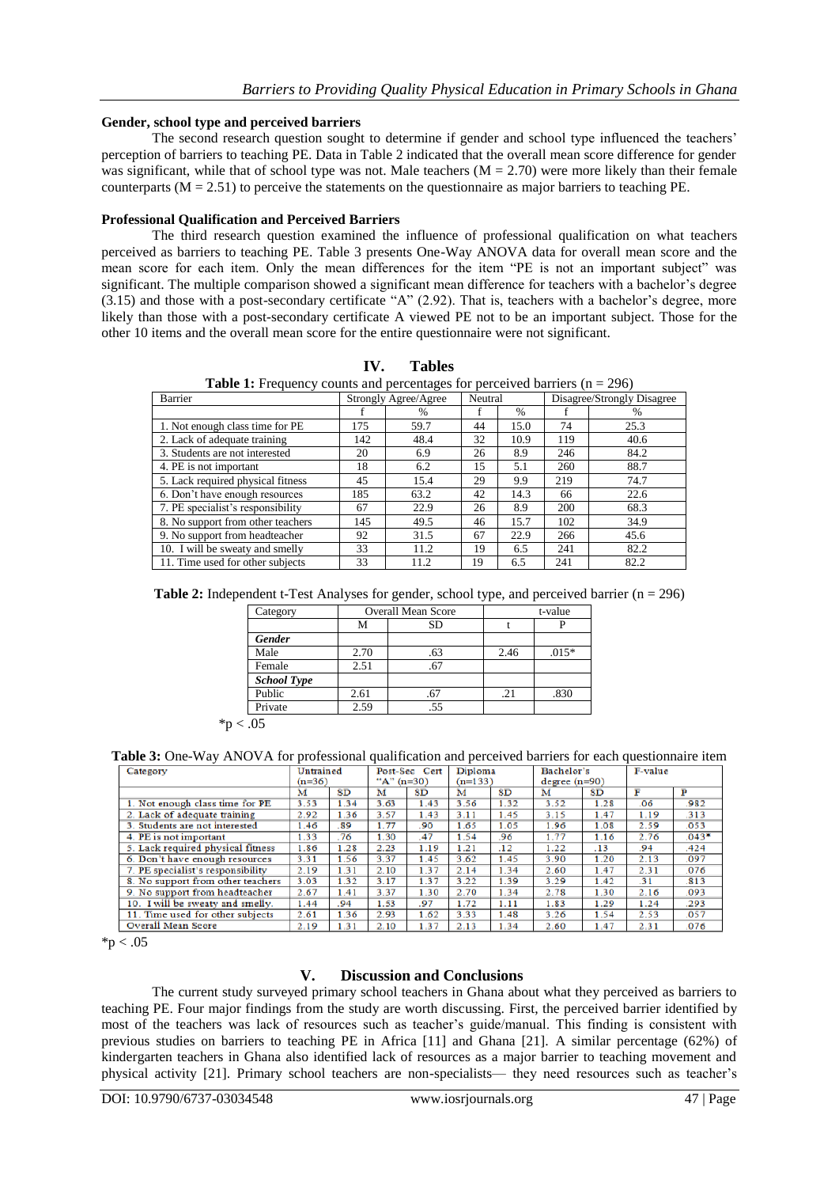**Gender, school type and perceived barriers**

The second research question sought to determine if gender and school type influenced the teachers' perception of barriers to teaching PE. Data in Table 2 indicated that the overall mean score difference for gender was significant, while that of school type was not. Male teachers (M = 2.70) were more likely than their female counterparts (M = 2.51) to perceive the statements on the questionnaire as major barriers to teaching PE.

**Professional Qualification and Perceived Barriers**

The third research question examined the influence of professional qualification on what teachers perceived as barriers to teaching PE. Table 3 presents One-Way ANOVA data for overall mean score and the mean score for each item. Only the mean differences for the item "PE is not an important subject" was significant. The multiple comparison showed a significant mean difference for teachers with a bachelor's degree (3.15) and those with a post-secondary certificate "A" (2.92). That is, teachers with a bachelor's degree, more likely than those with a post-secondary certificate A viewed PE not to be an important subject. Those for the other 10 items and the overall mean score for the entire questionnaire were not significant.

## IV. Tables

**Table 1:** Frequency counts and percentages for perceived barriers (n = 296)

| Barrier | Strongly Agree/Agree | | Neutral | | Disagree/Strongly Disagree | |
|---|---|---|---|---|---|---|
| | f | % | f | % | f | % |
| 1. Not enough class time for PE | 175 | 59.7 | 44 | 15.0 | 74 | 25.3 |
| 2. Lack of adequate training | 142 | 48.4 | 32 | 10.9 | 119 | 40.6 |
| 3. Students are not interested | 20 | 6.9 | 26 | 8.9 | 246 | 84.2 |
| 4. PE is not important | 18 | 6.2 | 15 | 5.1 | 260 | 88.7 |
| 5. Lack required physical fitness | 45 | 15.4 | 29 | 9.9 | 219 | 74.7 |
| 6. Don't have enough resources | 185 | 63.2 | 42 | 14.3 | 66 | 22.6 |
| 7. PE specialist's responsibility | 67 | 22.9 | 26 | 8.9 | 200 | 68.3 |
| 8. No support from other teachers | 145 | 49.5 | 46 | 15.7 | 102 | 34.9 |
| 9. No support from headteacher | 92 | 31.5 | 67 | 22.9 | 266 | 45.6 |
| 10. I will be sweaty and smelly | 33 | 11.2 | 19 | 6.5 | 241 | 82.2 |
| 11. Time used for other subjects | 33 | 11.2 | 19 | 6.5 | 241 | 82.2 |

**Table 2:** Independent t-Test Analyses for gender, school type, and perceived barrier (n = 296)

| Category | Overall Mean Score | | t-value | |
|---|---|---|---|---|
| | M | SD | t | P |
| ***Gender*** | | | | |
| Male | 2.70 | .63 | 2.46 | .015* |
| Female | 2.51 | .67 | | |
| ***School Type*** | | | | |
| Public | 2.61 | .67 | .21 | .830 |
| Private | 2.59 | .55 | | |

*p < .05

**Table 3:** One-Way ANOVA for professional qualification and perceived barriers for each questionnaire item

| Category | Untrained (n=36) | | Post-Sec Cert "A" (n=30) | | Diploma (n=133) | | Bachelor's degree (n=90) | | F-value | |
|---|---|---|---|---|---|---|---|---|---|---|
| | M | SD | M | SD | M | SD | M | SD | F | P |
| 1. Not enough class time for PE | 3.53 | 1.34 | 3.63 | 1.43 | 3.56 | 1.32 | 3.52 | 1.28 | .06 | .982 |
| 2. Lack of adequate training | 2.92 | 1.36 | 3.57 | 1.43 | 3.11 | 1.45 | 3.15 | 1.47 | 1.19 | .313 |
| 3. Students are not interested | 1.46 | .89 | 1.77 | .90 | 1.65 | 1.05 | 1.96 | 1.08 | 2.59 | .053 |
| 4. PE is not important | 1.33 | .76 | 1.30 | .47 | 1.54 | .96 | 1.77 | 1.16 | 2.76 | .043* |
| 5. Lack required physical fitness | 1.86 | 1.28 | 2.23 | 1.19 | 1.21 | .12 | 1.22 | .13 | .94 | .424 |
| 6. Don't have enough resources | 3.31 | 1.56 | 3.37 | 1.45 | 3.62 | 1.45 | 3.90 | 1.20 | 2.13 | .097 |
| 7. PE specialist's responsibility | 2.19 | 1.31 | 2.10 | 1.37 | 2.14 | 1.34 | 2.60 | 1.47 | 2.31 | .076 |
| 8. No support from other teachers | 3.03 | 1.32 | 3.17 | 1.37 | 3.22 | 1.39 | 3.29 | 1.42 | .31 | .813 |
| 9. No support from headteacher | 2.67 | 1.41 | 3.37 | 1.30 | 2.70 | 1.34 | 2.78 | 1.30 | 2.16 | .093 |
| 10. I will be sweaty and smelly. | 1.44 | .94 | 1.53 | .97 | 1.72 | 1.11 | 1.83 | 1.29 | 1.24 | .293 |
| 11. Time used for other subjects | 2.61 | 1.36 | 2.93 | 1.62 | 3.33 | 1.48 | 3.26 | 1.54 | 2.53 | .057 |
| Overall Mean Score | 2.19 | 1.31 | 2.10 | 1.37 | 2.13 | 1.34 | 2.60 | 1.47 | 2.31 | .076 |

*p < .05

## V. Discussion and Conclusions

The current study surveyed primary school teachers in Ghana about what they perceived as barriers to teaching PE. Four major findings from the study are worth discussing. First, the perceived barrier identified by most of the teachers was lack of resources such as teacher's guide/manual. This finding is consistent with previous studies on barriers to teaching PE in Africa [11] and Ghana [21]. A similar percentage (62%) of kindergarten teachers in Ghana also identified lack of resources as a major barrier to teaching movement and physical activity [21]. Primary school teachers are non-specialists— they need resources such as teacher's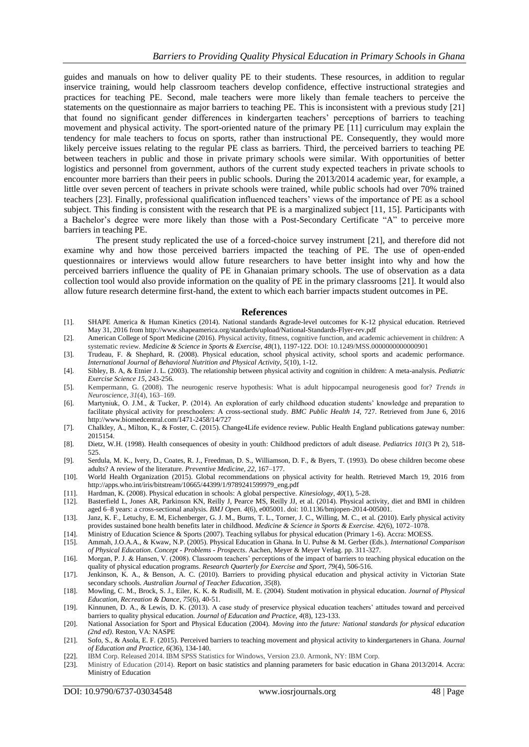guides and manuals on how to deliver quality PE to their students. These resources, in addition to regular inservice training, would help classroom teachers develop confidence, effective instructional strategies and practices for teaching PE. Second, male teachers were more likely than female teachers to perceive the statements on the questionnaire as major barriers to teaching PE. This is inconsistent with a previous study [21] that found no significant gender differences in kindergarten teachers' perceptions of barriers to teaching movement and physical activity. The sport-oriented nature of the primary PE [11] curriculum may explain the tendency for male teachers to focus on sports, rather than instructional PE. Consequently, they would more likely perceive issues relating to the regular PE class as barriers. Third, the perceived barriers to teaching PE between teachers in public and those in private primary schools were similar. With opportunities of better logistics and personnel from government, authors of the current study expected teachers in private schools to encounter more barriers than their peers in public schools. During the 2013/2014 academic year, for example, a little over seven percent of teachers in private schools were trained, while public schools had over 70% trained teachers [23]. Finally, professional qualification influenced teachers' views of the importance of PE as a school subject. This finding is consistent with the research that PE is a marginalized subject [11, 15]. Participants with a Bachelor's degree were more likely than those with a Post-Secondary Certificate "A" to perceive more barriers in teaching PE.

The present study replicated the use of a forced-choice survey instrument [21], and therefore did not examine why and how those perceived barriers impacted the teaching of PE. The use of open-ended questionnaires or interviews would allow future researchers to have better insight into why and how the perceived barriers influence the quality of PE in Ghanaian primary schools. The use of observation as a data collection tool would also provide information on the quality of PE in the primary classrooms [21]. It would also allow future research determine first-hand, the extent to which each barrier impacts student outcomes in PE.

## References

[1]. SHAPE America & Human Kinetics (2014). National standards &grade-level outcomes for K-12 physical education. Retrieved May 31, 2016 from http://www.shapeamerica.org/standards/upload/National-Standards-Flyer-rev.pdf

[2]. American College of Sport Medicine (2016). Physical activity, fitness, cognitive function, and academic achievement in children: A systematic review. *Medicine & Science in Sports & Exercise, 48*(1), 1197-122. DOI: 10.1249/MSS.0000000000000901

[3]. Trudeau, F. & Shephard, R. (2008). Physical education, school physical activity, school sports and academic performance. *International Journal of Behavioral Nutrition and Physical Activity, 5*(10), 1-12.

[4]. Sibley, B. A, & Etnier J. L. (2003). The relationship between physical activity and cognition in children: A meta-analysis. *Pediatric Exercise Science 15*, 243-256.

[5]. Kempermann, G. (2008). The neurogenic reserve hypothesis: What is adult hippocampal neurogenesis good for? *Trends in Neuroscience, 31*(4), 163–169.

[6]. Martyniuk, O. J.M., & Tucker, P. (2014). An exploration of early childhood education students' knowledge and preparation to facilitate physical activity for preschoolers: A cross-sectional study. *BMC Public Health 14*, 727. Retrieved from June 6, 2016 http://www.biomedcentral.com/1471-2458/14/727

[7]. Chalkley, A., Milton, K., & Foster, C. (2015). Change4Life evidence review. Public Health England publications gateway number: 2015154.

[8]. Dietz, W.H. (1998). Health consequences of obesity in youth: Childhood predictors of adult disease. *Pediatrics 101*(3 Pt 2), 518-525.

[9]. Serdula, M. K., Ivery, D., Coates, R. J., Freedman, D. S., Williamson, D. F., & Byers, T. (1993). Do obese children become obese adults? A review of the literature. *Preventive Medicine, 22*, 167–177.

[10]. World Health Organization (2015). Global recommendations on physical activity for health. Retrieved March 19, 2016 from http://apps.who.int/iris/bitstream/10665/44399/1/9789241599979_eng.pdf

[11]. Hardman, K. (2008). Physical education in schools: A global perspective. *Kinesiology, 40*(1), 5-28.

[12]. Basterfield L, Jones AR, Parkinson KN, Reilly J, Pearce MS, Reilly JJ, et al. (2014). Physical activity, diet and BMI in children aged 6–8 years: a cross-sectional analysis. *BMJ Open. 4*(6), e005001. doi: 10.1136/bmjopen-2014-005001.

[13]. Janz, K. F., Letuchy, E. M, Eichenberger, G. J. M., Burns, T. L., Torner, J. C., Willing, M. C., et al. (2010). Early physical activity provides sustained bone health benefits later in childhood. *Medicine & Science in Sports & Exercise. 42*(6), 1072–1078.

[14]. Ministry of Education Science & Sports (2007). Teaching syllabus for physical education (Primary 1-6). Accra: MOESS.

[15]. Ammah, J.O.A.A., & Kwaw, N.P. (2005). Physical Education in Ghana. In U. Puhse & M. Gerber (Eds.). *International Comparison of Physical Education. Concept - Problems - Prospects*. Aachen, Meyer & Meyer Verlag. pp. 311-327.

[16]. Morgan, P. J. & Hansen, V. (2008). Classroom teachers' perceptions of the impact of barriers to teaching physical education on the quality of physical education programs. *Research Quarterly for Exercise and Sport, 79*(4), 506-516.

[17]. Jenkinson, K. A., & Benson, A. C. (2010). Barriers to providing physical education and physical activity in Victorian State secondary schools. *Australian Journal of Teacher Education, 35*(8).

[18]. Mowling, C. M., Brock, S. J., Eiler, K. K. & Rudisill, M. E. (2004). Student motivation in physical education. *Journal of Physical Education, Recreation & Dance, 75*(6), 40-51.

[19]. Kinnunen, D. A., & Lewis, D. K. (2013). A case study of preservice physical education teachers' attitudes toward and perceived barriers to quality physical education. *Journal of Education and Practice, 4*(8), 123-133.

[20]. National Association for Sport and Physical Education (2004). *Moving into the future: National standards for physical education (2nd ed)*. Reston, VA: NASPE

[21]. Sofo, S., & Asola, E. F. (2015). Perceived barriers to teaching movement and physical activity to kindergarteners in Ghana. *Journal of Education and Practice, 6*(36), 134-140.

[22]. IBM Corp. Released 2014. IBM SPSS Statistics for Windows, Version 23.0. Armonk, NY: IBM Corp.

[23]. Ministry of Education (2014). Report on basic statistics and planning parameters for basic education in Ghana 2013/2014. Accra: Ministry of Education